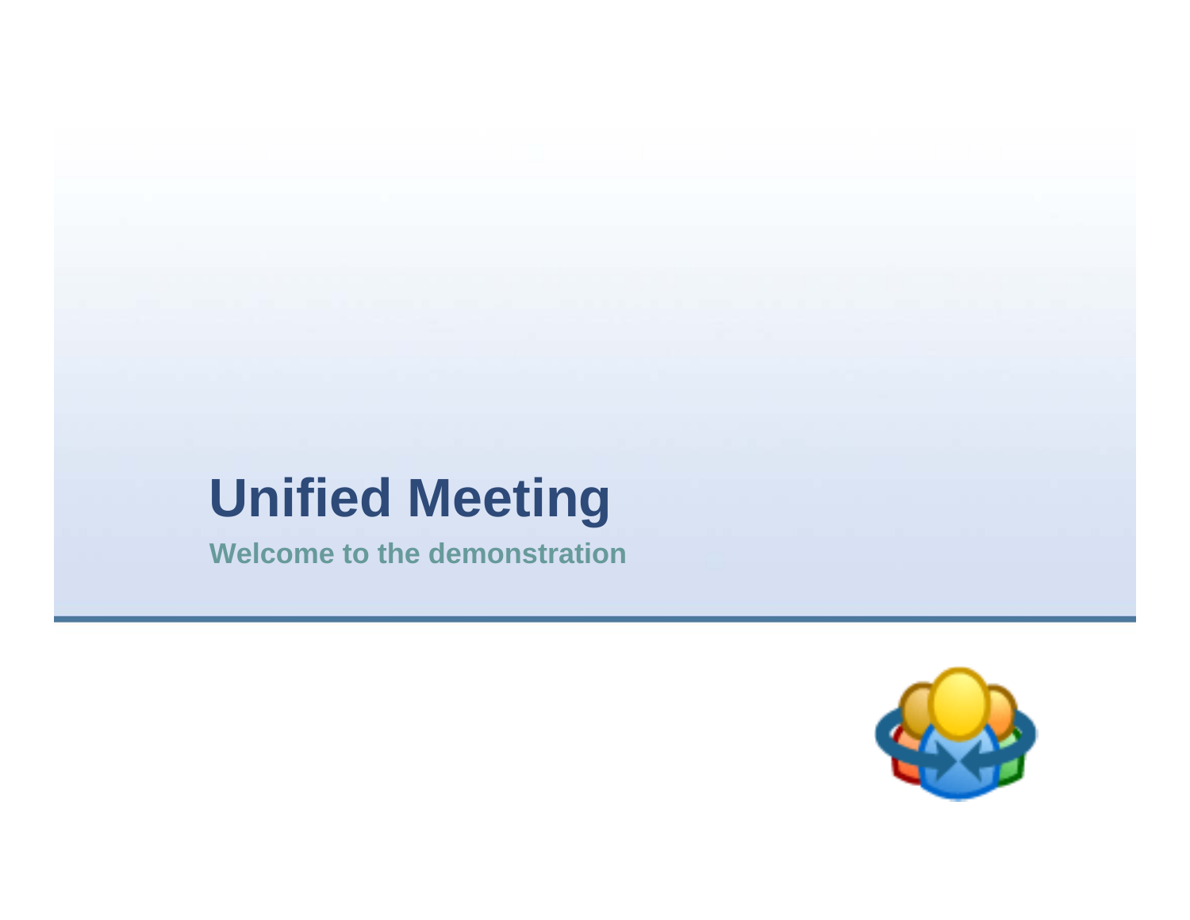# Unified Meeting

**Welcome to the demonstration**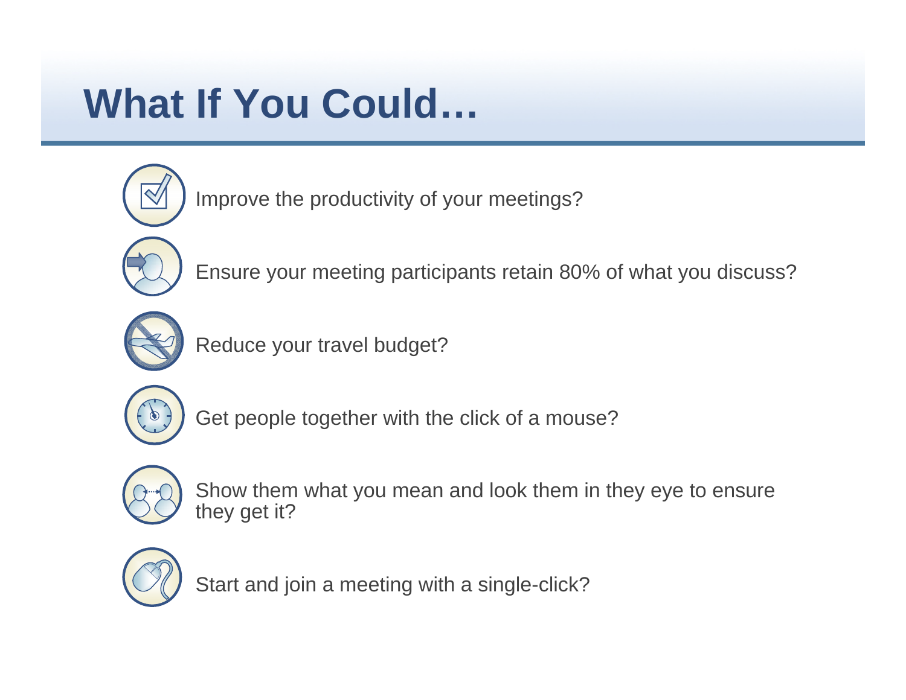# What If You Could…

- Improve the productivity of your meetings?
- Ensure your meeting participants retain 80% of what you discuss?
- Reduce your travel budget?
- Get people together with the click of a mouse?
- Show them what you mean and look them in they eye to ensure they get it?
- Start and join a meeting with a single-click?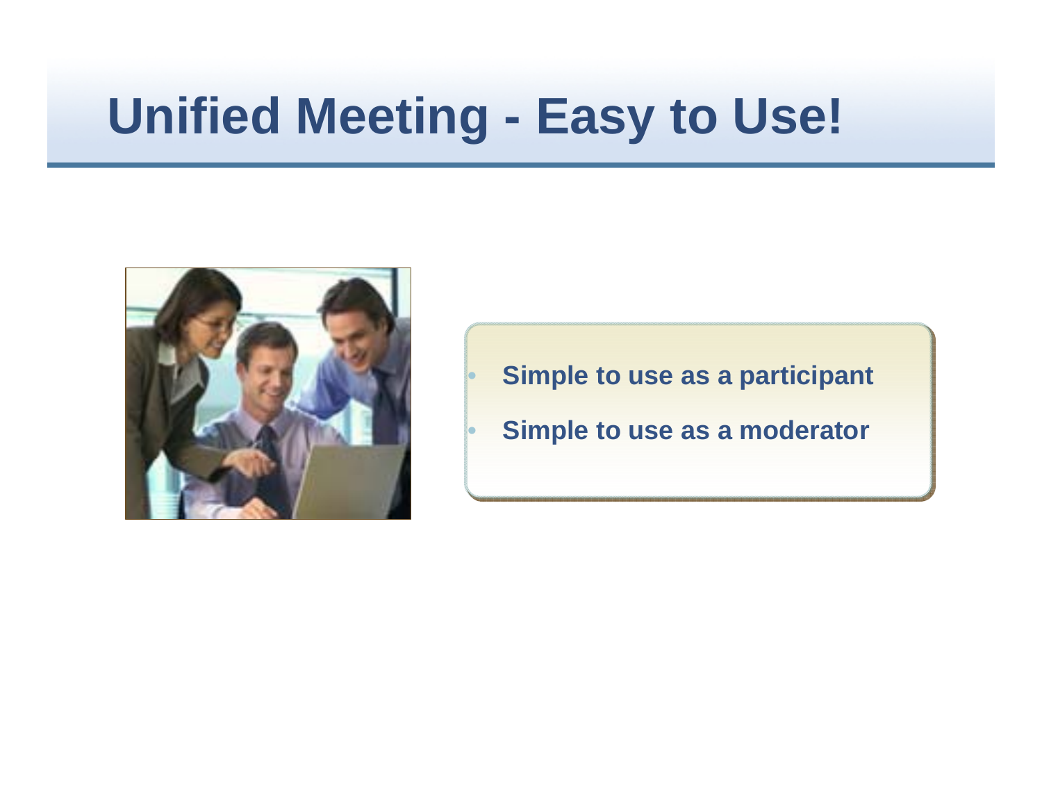# Unified Meeting - Easy to Use!

- **Simple to use as a participant**
- **Simple to use as a moderator**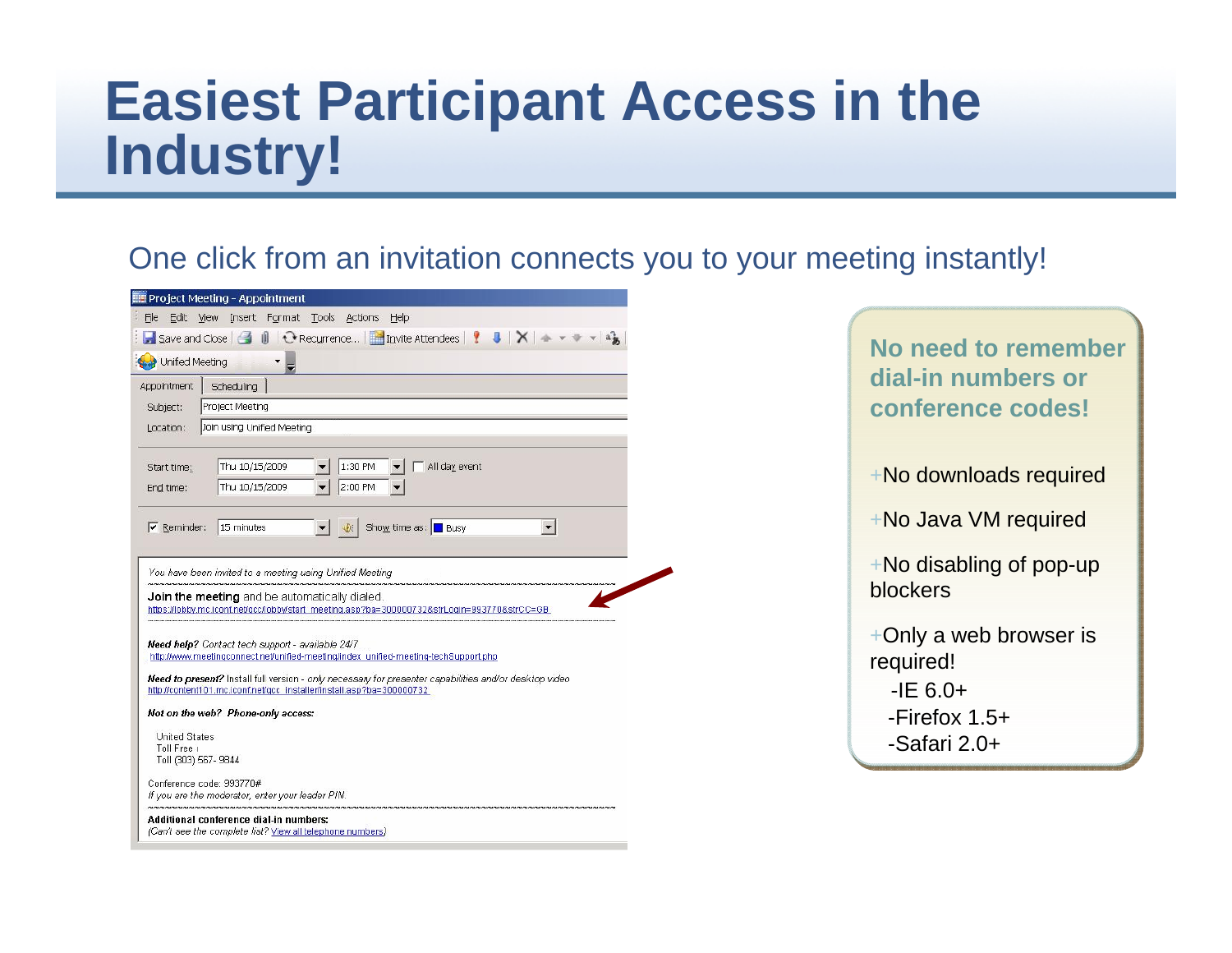# Easiest Participant Access in the Industry!

One click from an invitation connects you to your meeting instantly!

Project Meeting - Appointment

File Edit View Insert Format Tools Actions Help

Save and Close | Recurrence... | Invite Attendees

Unified Meeting

Appointment | Scheduling

Subject: Project Meeting

Location: Join using Unified Meeting

Start time: Thu 10/15/2009 1:30 PM All day event

End time: Thu 10/15/2009 2:00 PM

Reminder: 15 minutes Show time as: Busy

*You have been invited to a meeting using Unified Meeting*

**Join the meeting** and be automatically dialed.
https://lobby.mc.iconf.net/gcc/lobby/start_meeting.asp?ba=300000732&strLogin=993770&strCC=GB

***Need help?*** *Contact tech support - available 24/7*
http://www.meetingconnect.net/unified-meeting/index_unified-meeting-techSupport.php

***Need to present?*** Install full version - *only necessary for presenter capabilities and/or desktop video*
http://content101.mc.iconf.net/gcc_installer/install.asp?ba=300000732

***Not on the web? Phone-only access:***

United States
Toll Free :
Toll (303) 567-9844

Conference code: 993770#
*If you are the moderator, enter your leader PIN.*

**Additional conference dial-in numbers:**
*(Can't see the complete list? View all telephone numbers)*

**No need to remember dial-in numbers or conference codes!**

+No downloads required

+No Java VM required

+No disabling of pop-up blockers

+Only a web browser is required!
- -IE 6.0+
- -Firefox 1.5+
- -Safari 2.0+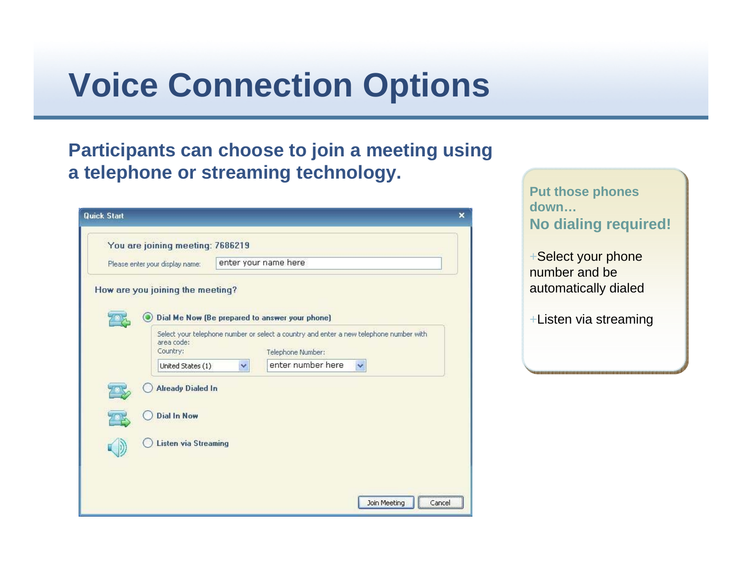# Voice Connection Options

**Participants can choose to join a meeting using a telephone or streaming technology.**

Quick Start

You are joining meeting: 7686219

Please enter your display name: enter your name here

How are you joining the meeting?

- Dial Me Now (Be prepared to answer your phone)

  Select your telephone number or select a country and enter a new telephone number with area code:

  Country: United States (1)

  Telephone Number: enter number here

- Already Dialed In
- Dial In Now
- Listen via Streaming

Join Meeting | Cancel

**Put those phones down…**

**No dialing required!**

- Select your phone number and be automatically dialed
- Listen via streaming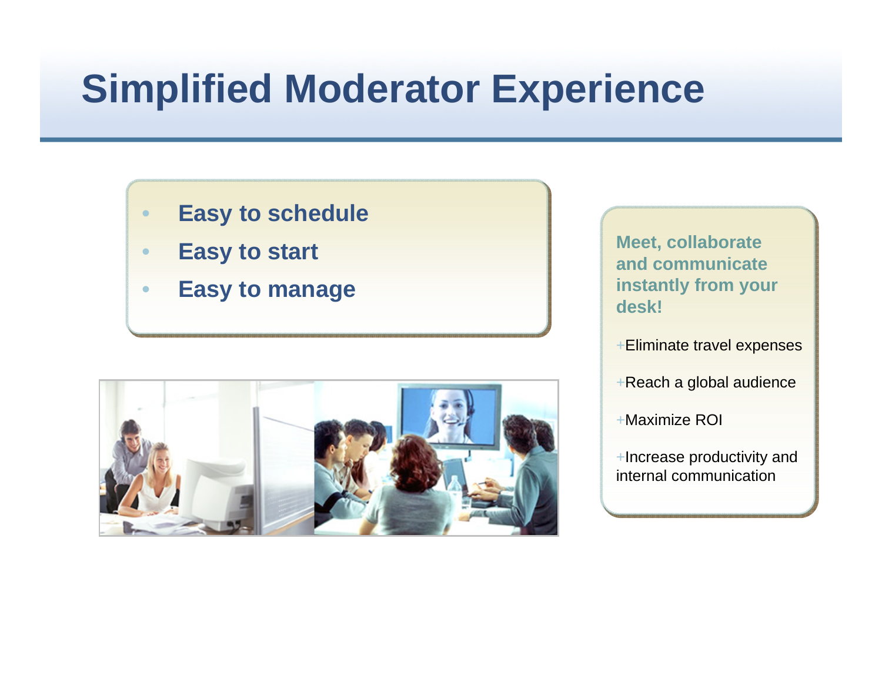# Simplified Moderator Experience

- **Easy to schedule**
- **Easy to start**
- **Easy to manage**

**Meet, collaborate and communicate instantly from your desk!**

+Eliminate travel expenses

+Reach a global audience

+Maximize ROI

+Increase productivity and internal communication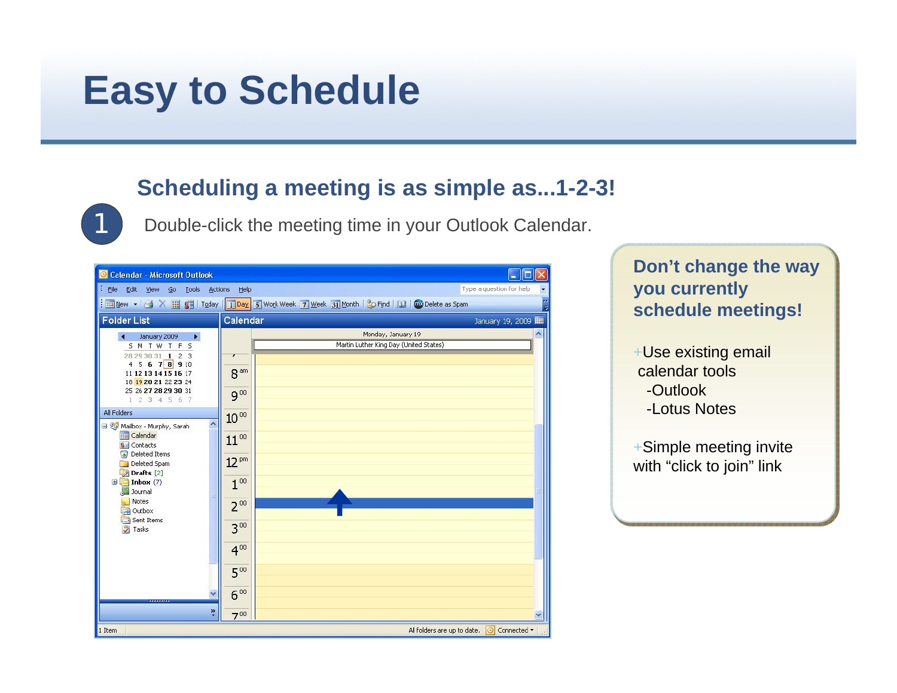# Easy to Schedule

## Scheduling a meeting is as simple as...1-2-3!

1. Double-click the meeting time in your Outlook Calendar.

### Don't change the way you currently schedule meetings!

+Use existing email calendar tools
- -Outlook
- -Lotus Notes

+Simple meeting invite with "click to join" link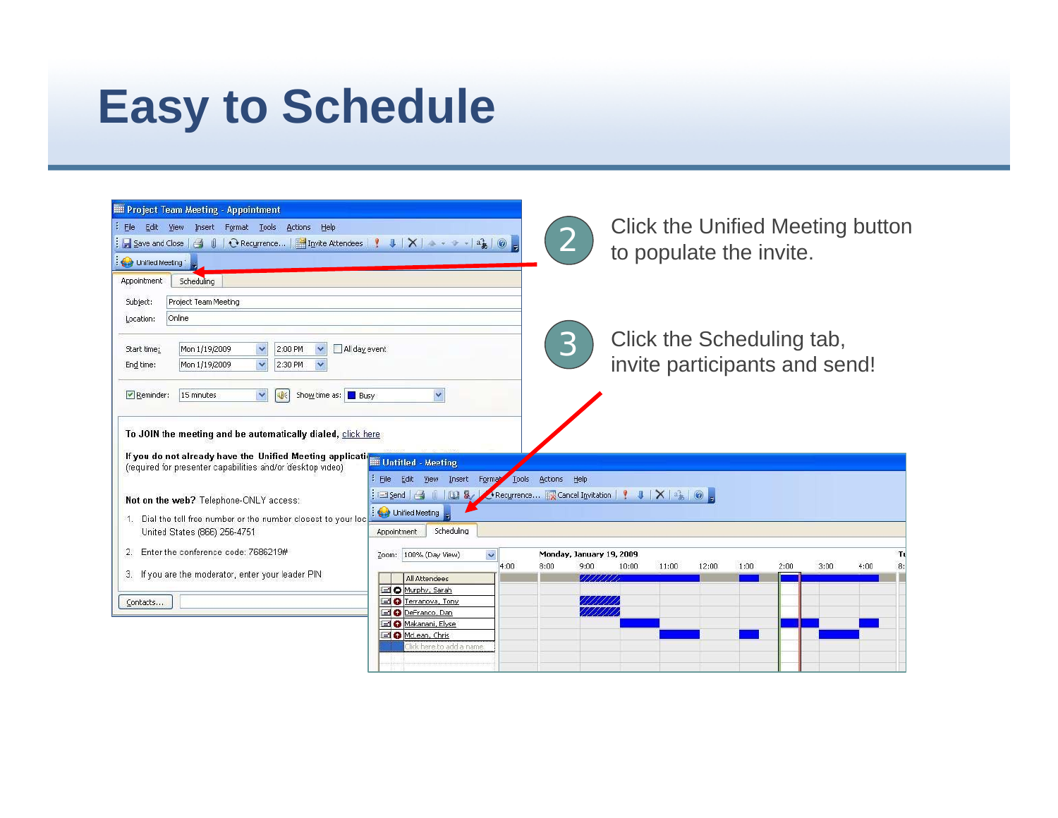# Easy to Schedule

2 Click the Unified Meeting button to populate the invite.

3 Click the Scheduling tab, invite participants and send!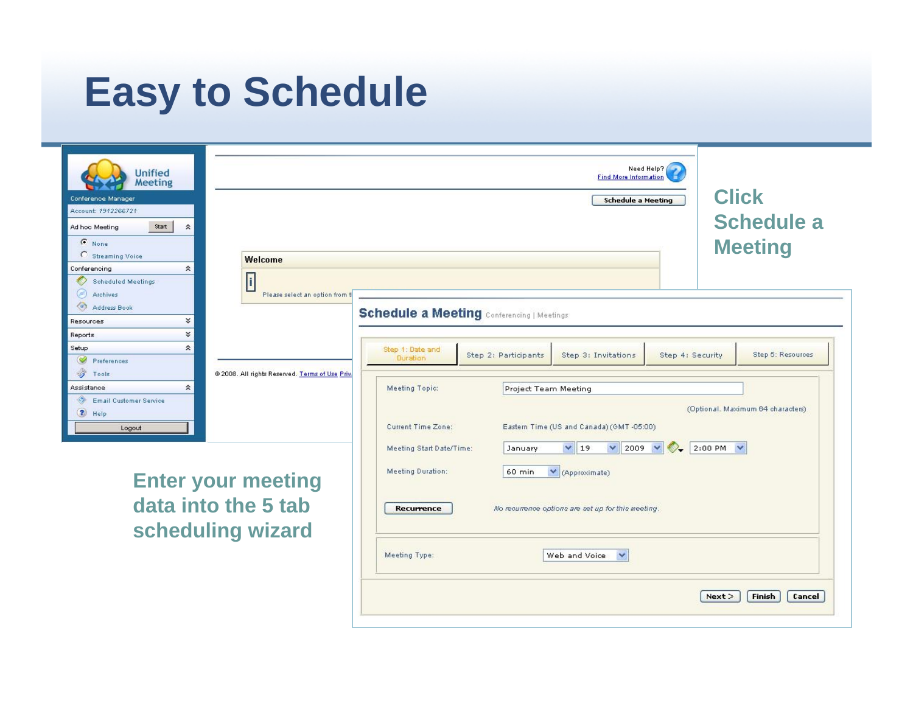# Easy to Schedule

Click Schedule a Meeting

Enter your meeting data into the 5 tab scheduling wizard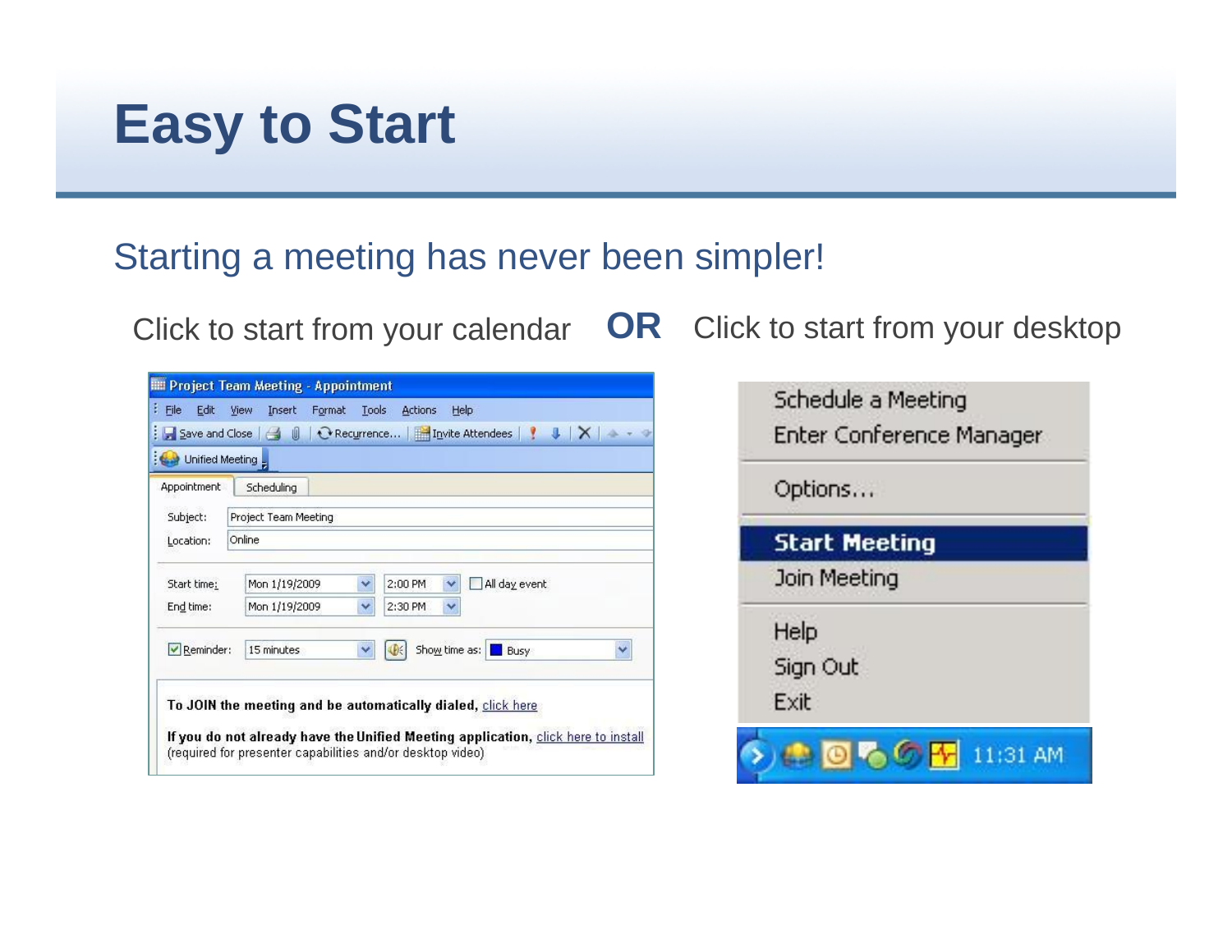# Easy to Start

Starting a meeting has never been simpler!

Click to start from your calendar **OR** Click to start from your desktop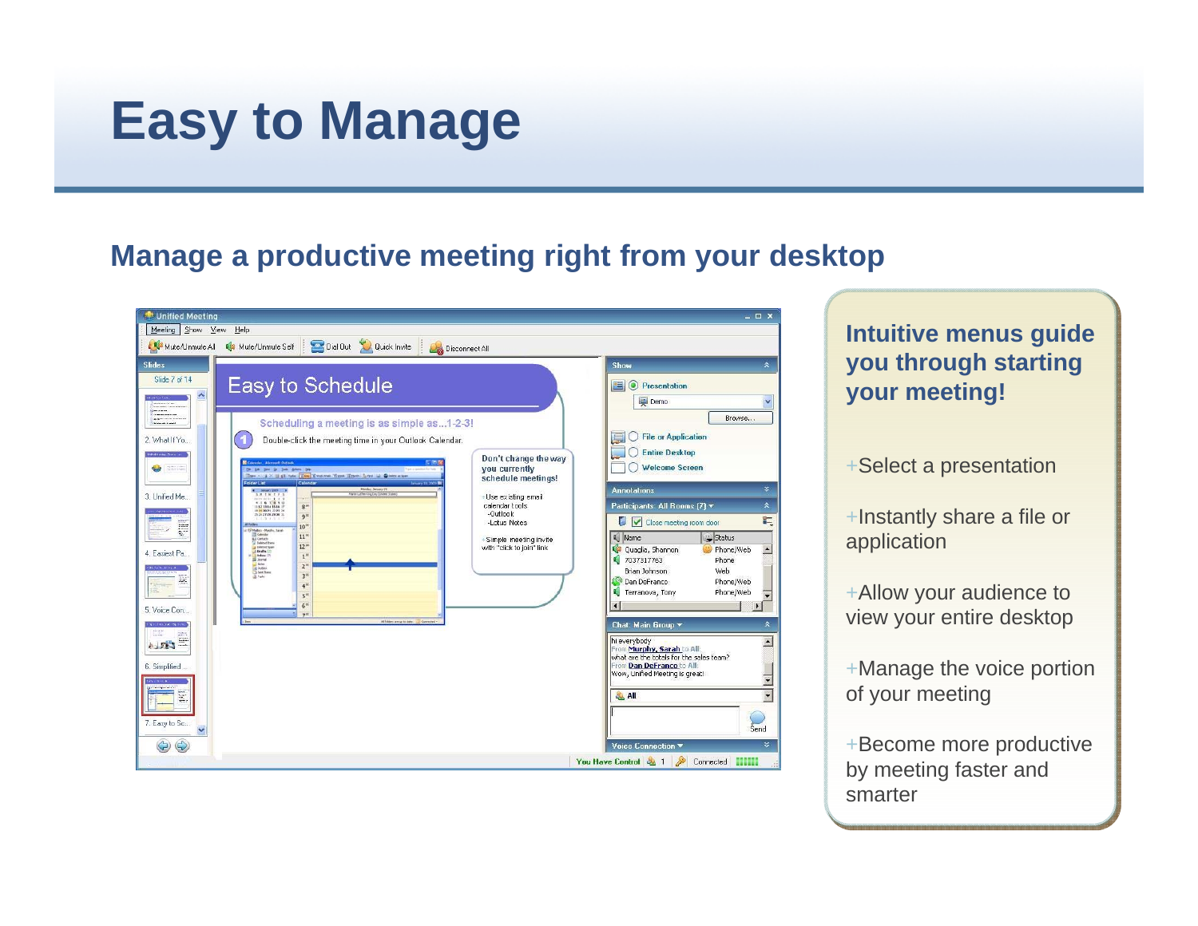# Easy to Manage

## Manage a productive meeting right from your desktop

**Intuitive menus guide you through starting your meeting!**

+Select a presentation

+Instantly share a file or application

+Allow your audience to view your entire desktop

+Manage the voice portion of your meeting

+Become more productive by meeting faster and smarter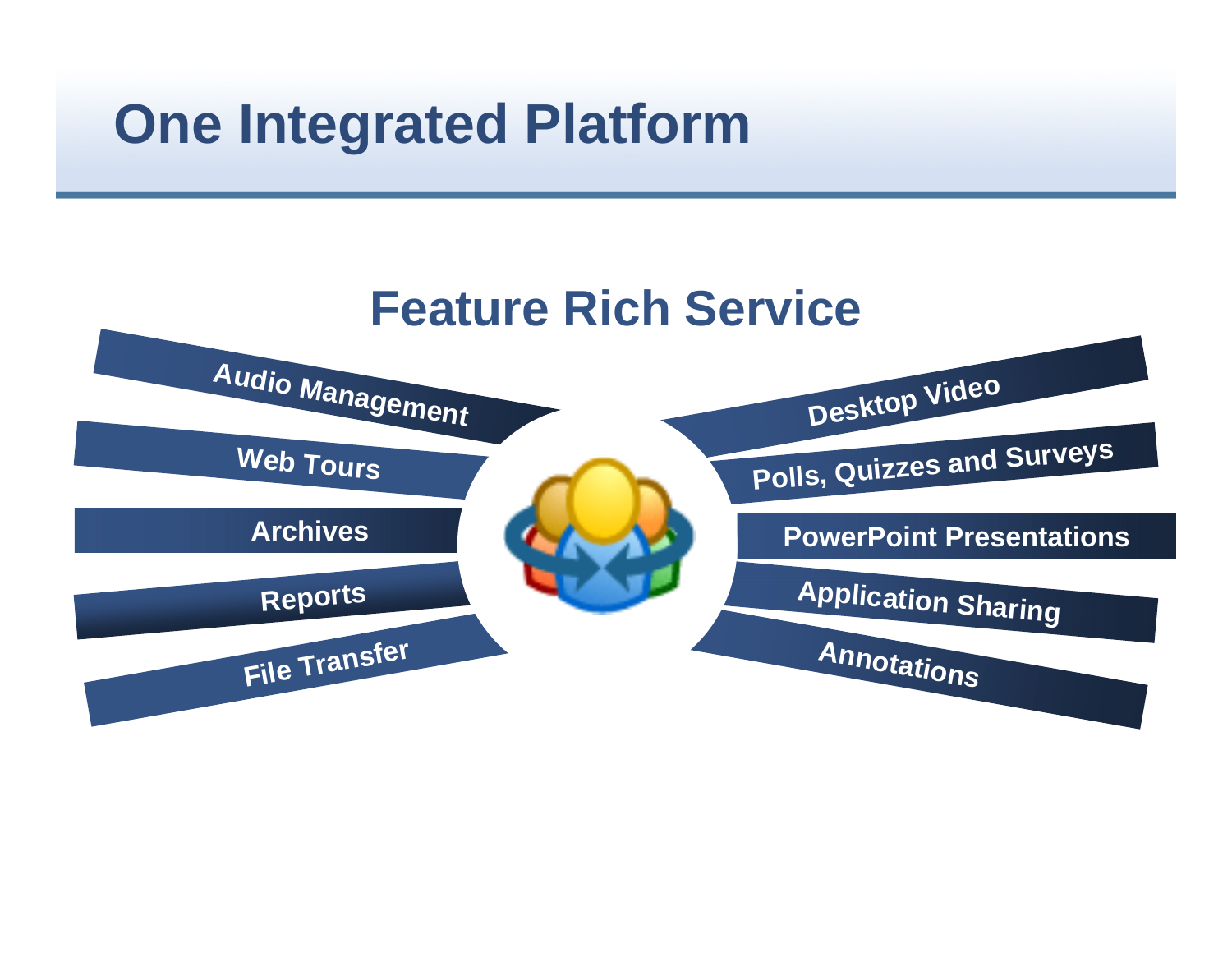# One Integrated Platform

## Feature Rich Service

- Audio Management
- Web Tours
- Archives
- Reports
- File Transfer
- Desktop Video
- Polls, Quizzes and Surveys
- PowerPoint Presentations
- Application Sharing
- Annotations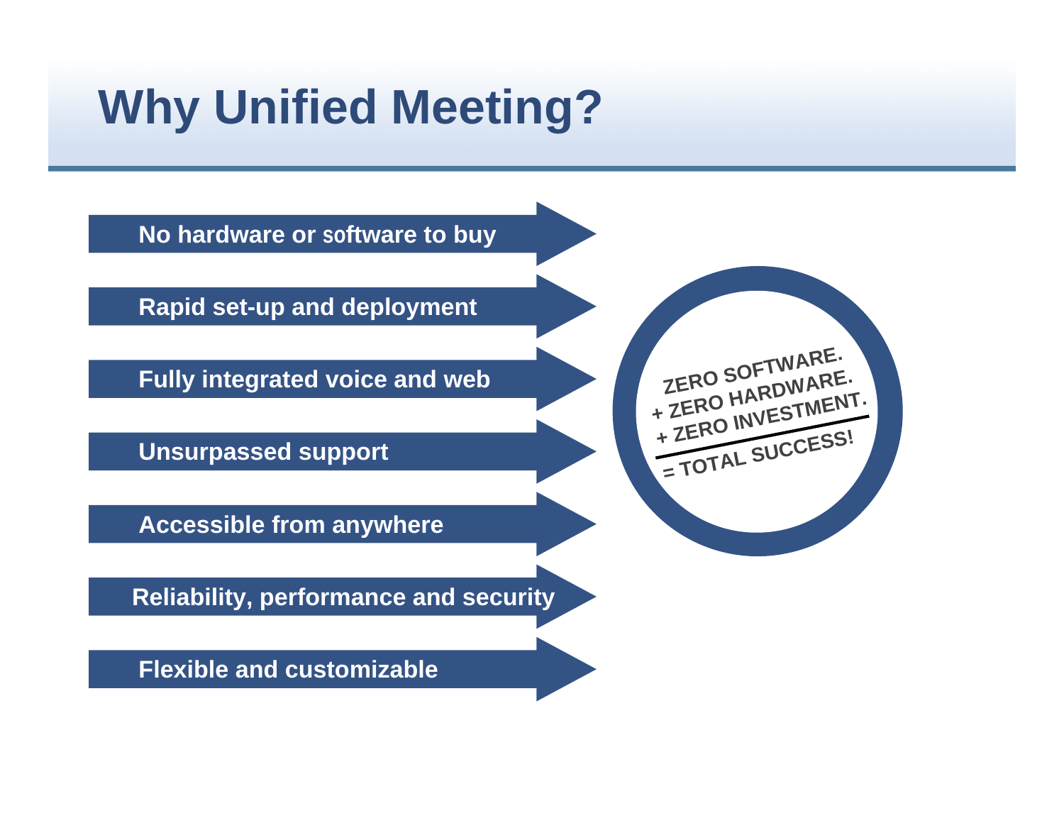# Why Unified Meeting?

- No hardware or software to buy
- Rapid set-up and deployment
- Fully integrated voice and web
- Unsurpassed support
- Accessible from anywhere
- Reliability, performance and security
- Flexible and customizable

ZERO SOFTWARE.
+ ZERO HARDWARE.
+ ZERO INVESTMENT.

= TOTAL SUCCESS!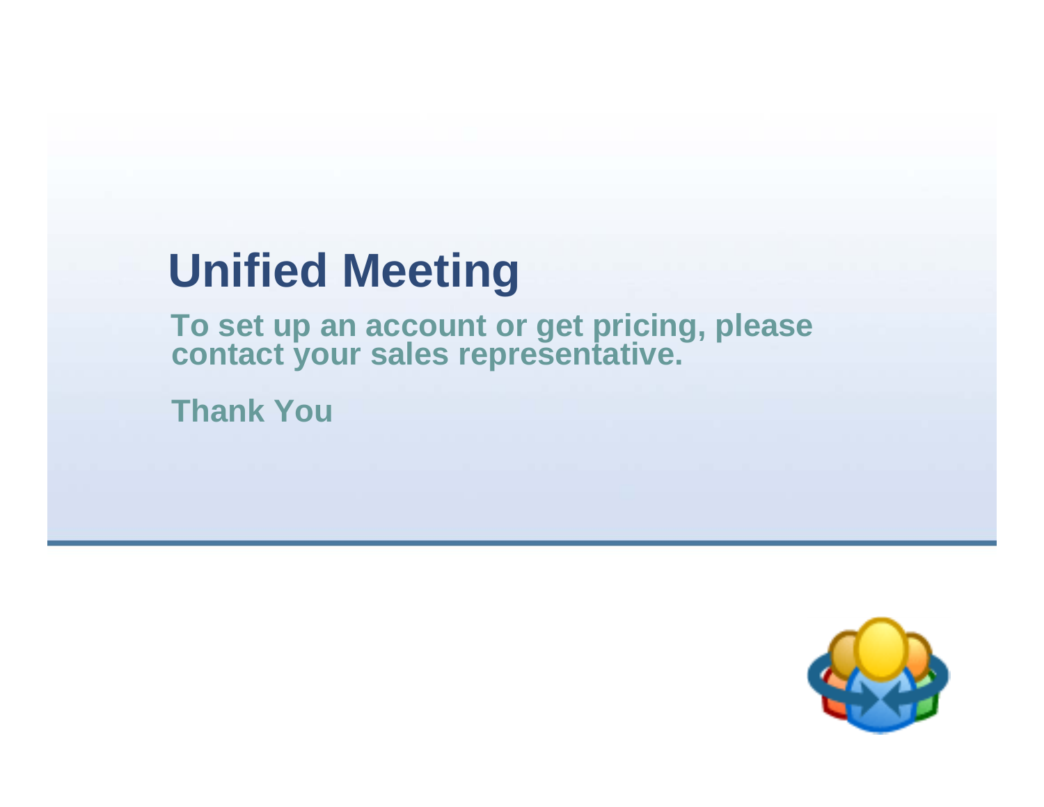# Unified Meeting

**To set up an account or get pricing, please contact your sales representative.**

**Thank You**